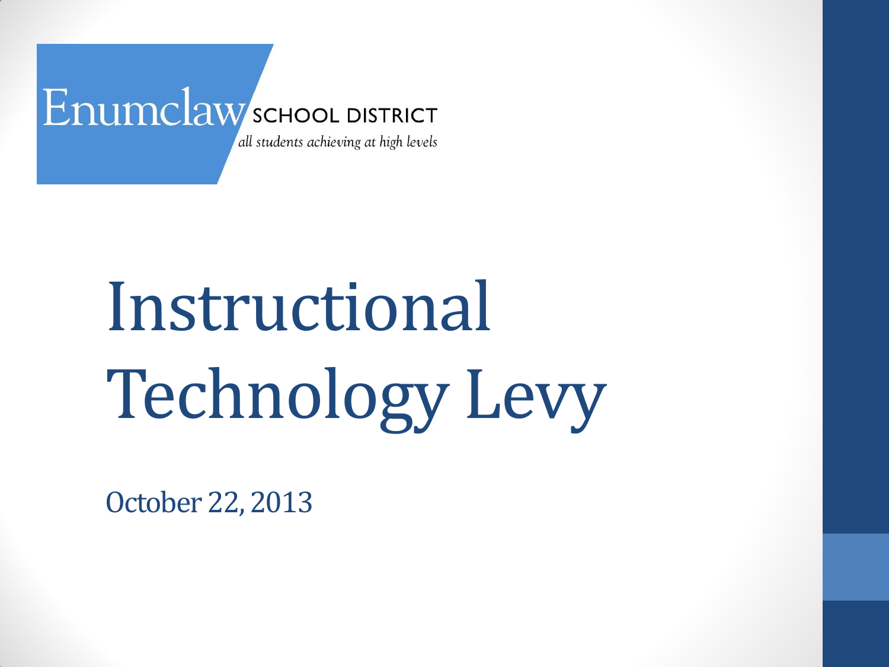Enumclaw SCHOOL DISTRICT

*all students achieving at high levels*

# Instructional Technology Levy

October 22, 2013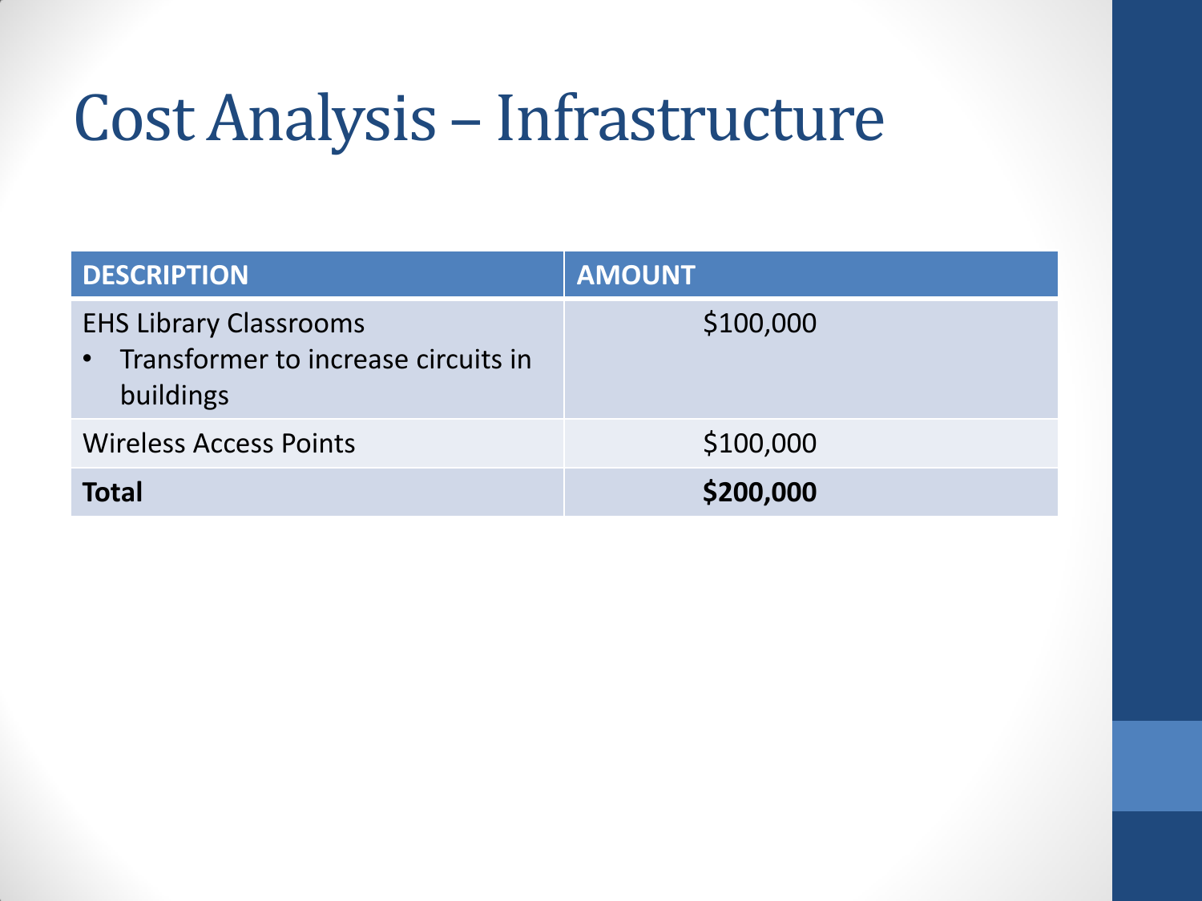# Cost Analysis – Infrastructure

| DESCRIPTION | AMOUNT |
| --- | --- |
| EHS Library Classrooms<br>• Transformer to increase circuits in buildings | $100,000 |
| Wireless Access Points | $100,000 |
| **Total** | **$200,000** |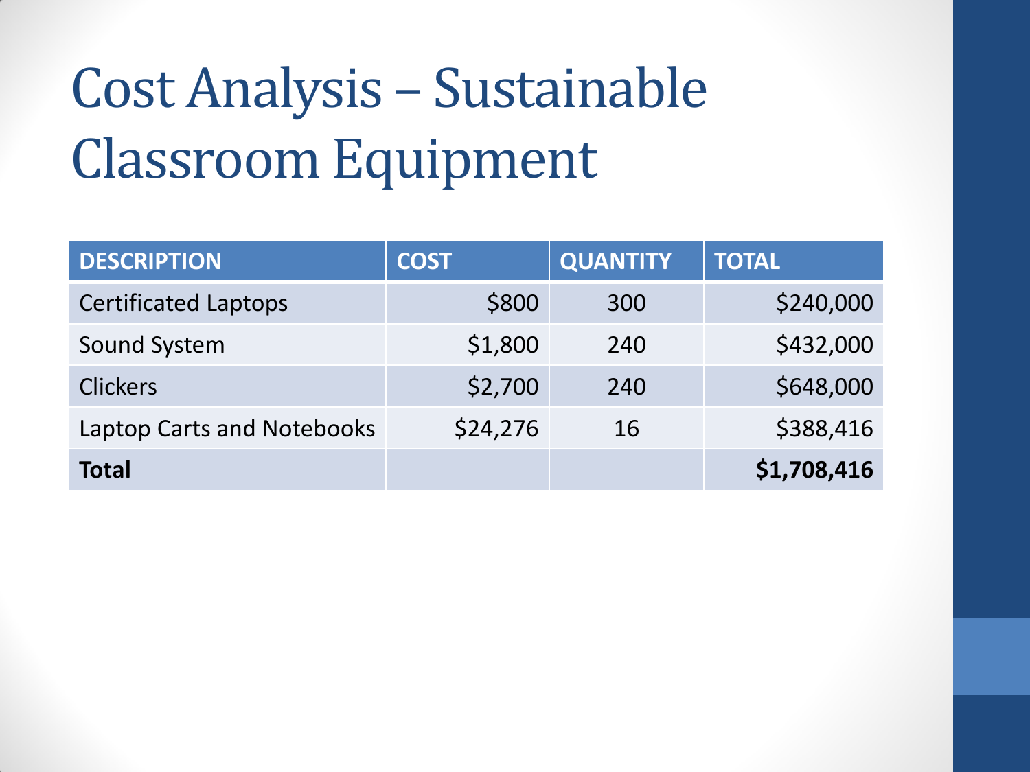# Cost Analysis – Sustainable Classroom Equipment

| DESCRIPTION | COST | QUANTITY | TOTAL |
| --- | --- | --- | --- |
| Certificated Laptops | $800 | 300 | $240,000 |
| Sound System | $1,800 | 240 | $432,000 |
| Clickers | $2,700 | 240 | $648,000 |
| Laptop Carts and Notebooks | $24,276 | 16 | $388,416 |
| **Total** | | | **$1,708,416** |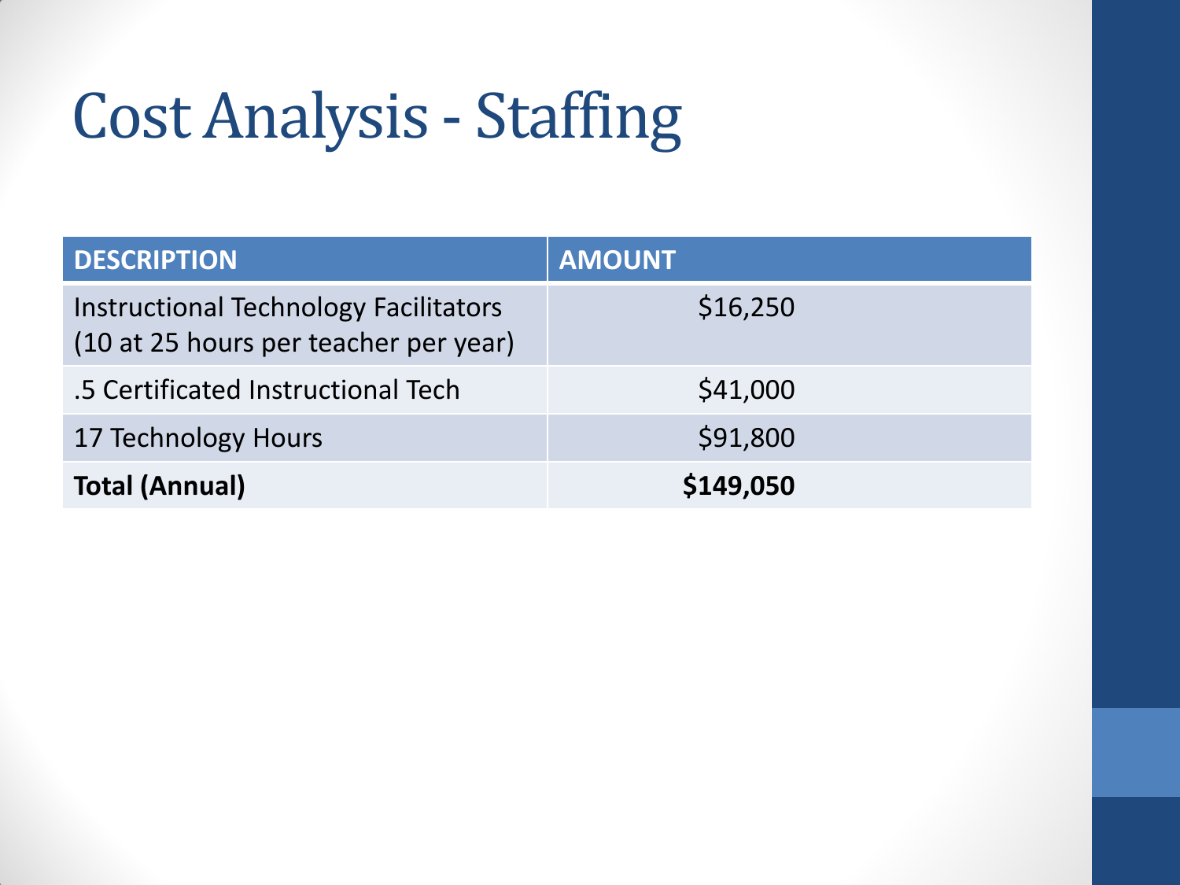# Cost Analysis - Staffing

| DESCRIPTION | AMOUNT |
| --- | --- |
| Instructional Technology Facilitators (10 at 25 hours per teacher per year) | $16,250 |
| .5 Certificated Instructional Tech | $41,000 |
| 17 Technology Hours | $91,800 |
| **Total (Annual)** | **$149,050** |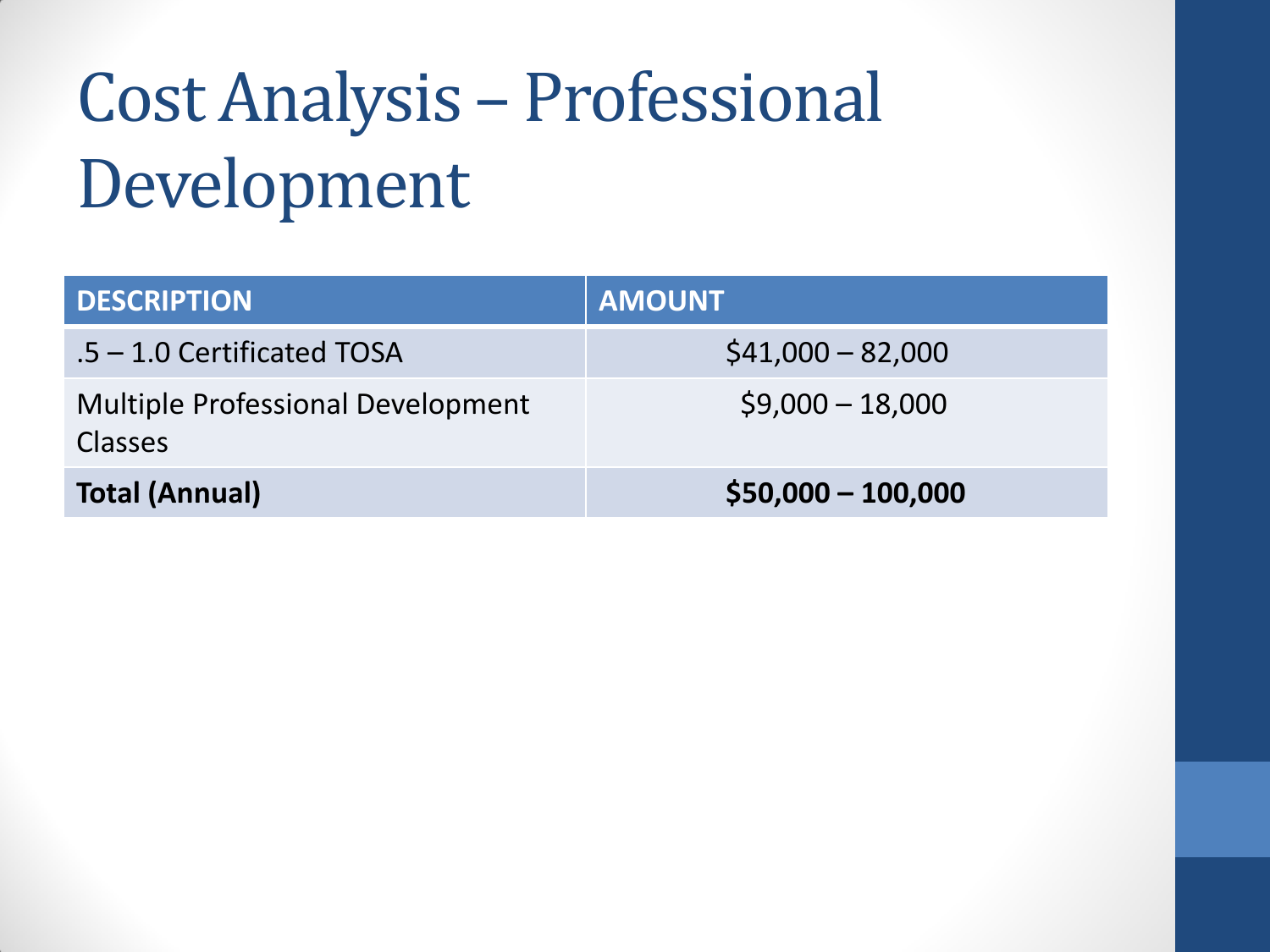# Cost Analysis – Professional Development

| DESCRIPTION | AMOUNT |
| --- | --- |
| .5 – 1.0 Certificated TOSA | $41,000 – 82,000 |
| Multiple Professional Development Classes | $9,000 – 18,000 |
| **Total (Annual)** | **$50,000 – 100,000** |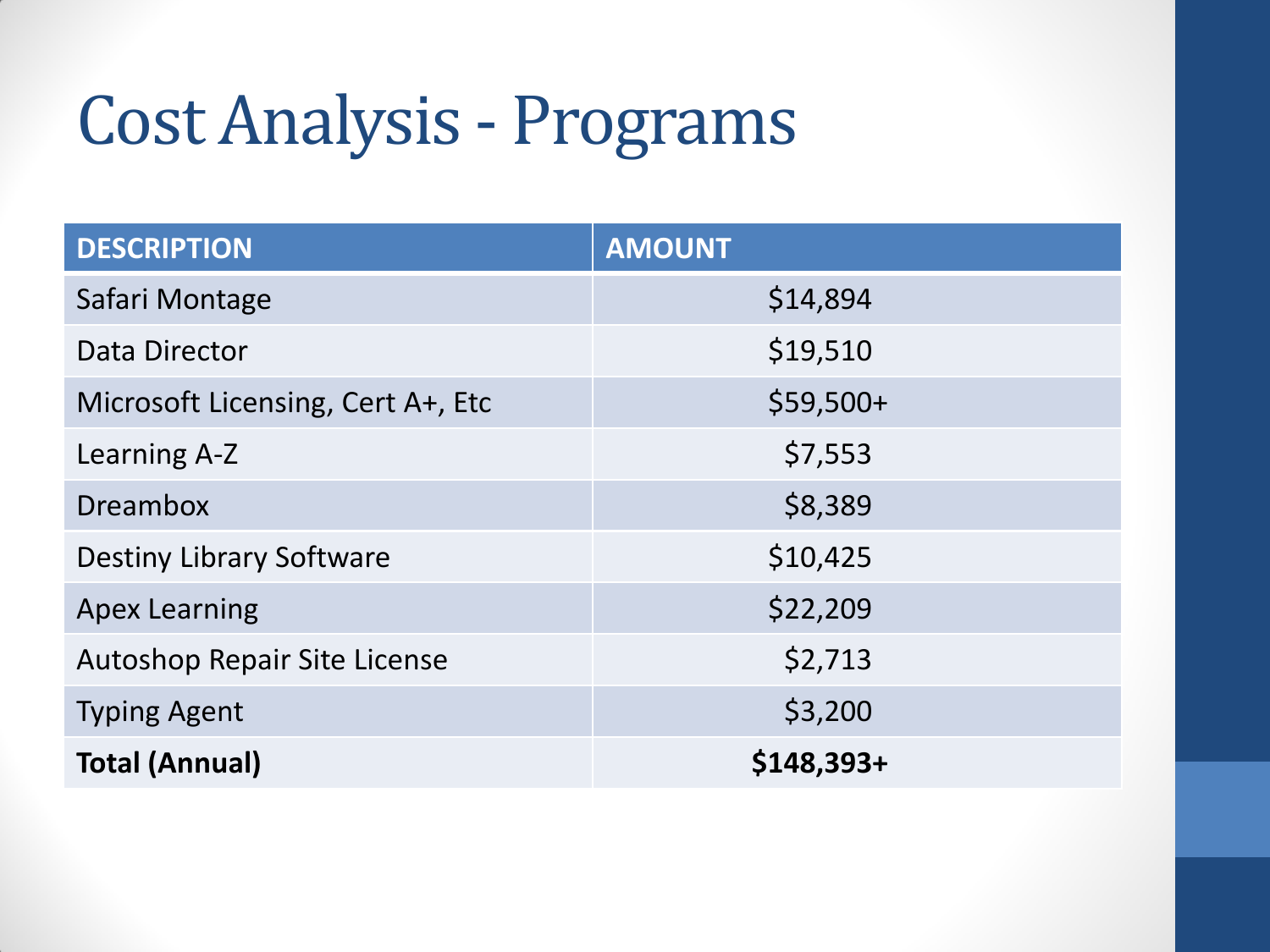# Cost Analysis - Programs

| DESCRIPTION | AMOUNT |
| --- | --- |
| Safari Montage | $14,894 |
| Data Director | $19,510 |
| Microsoft Licensing, Cert A+, Etc | $59,500+ |
| Learning A-Z | $7,553 |
| Dreambox | $8,389 |
| Destiny Library Software | $10,425 |
| Apex Learning | $22,209 |
| Autoshop Repair Site License | $2,713 |
| Typing Agent | $3,200 |
| **Total (Annual)** | **$148,393+** |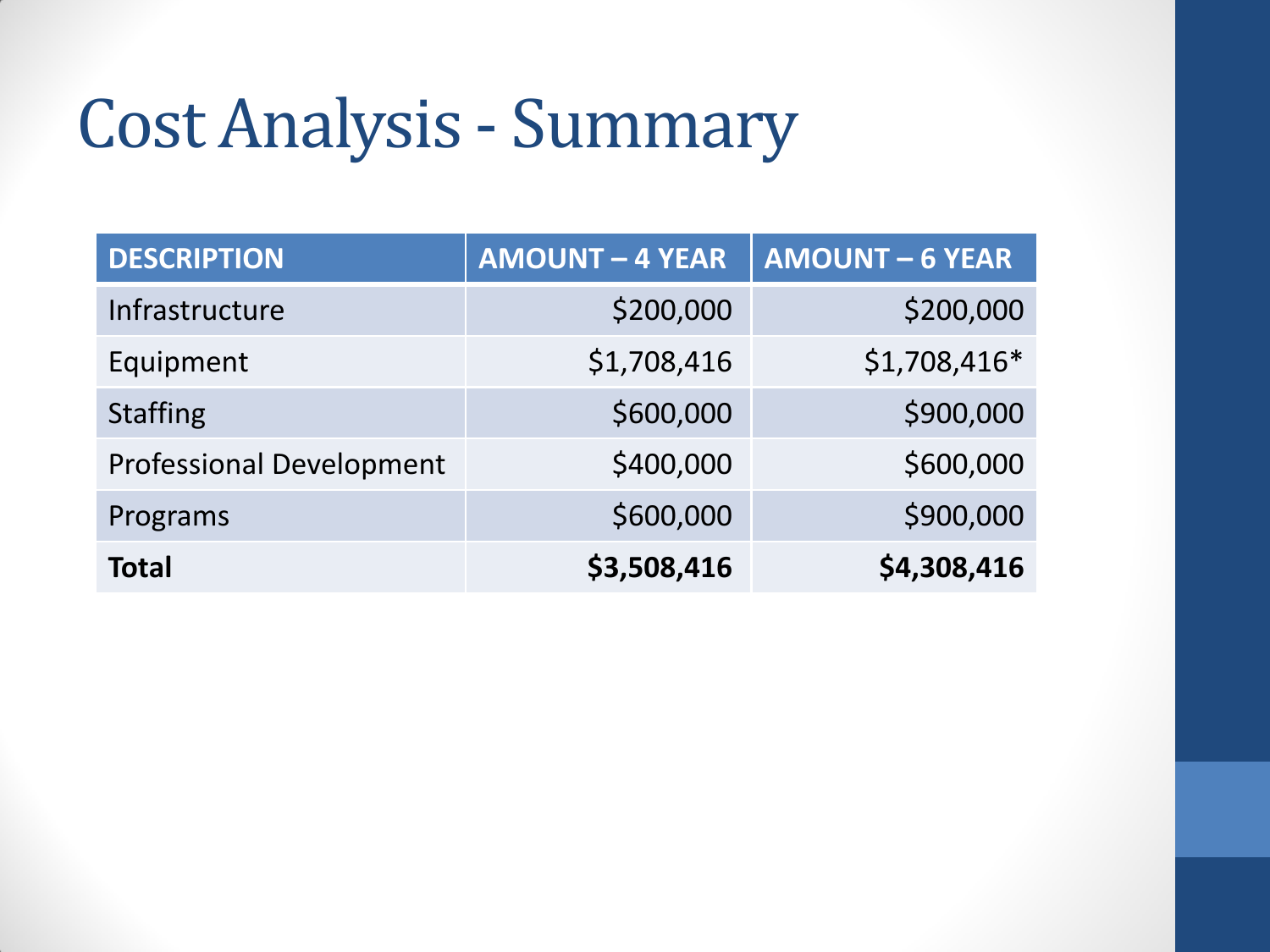# Cost Analysis - Summary

| DESCRIPTION | AMOUNT – 4 YEAR | AMOUNT – 6 YEAR |
|---|---|---|
| Infrastructure | $200,000 | $200,000 |
| Equipment | $1,708,416 | $1,708,416* |
| Staffing | $600,000 | $900,000 |
| Professional Development | $400,000 | $600,000 |
| Programs | $600,000 | $900,000 |
| **Total** | **$3,508,416** | **$4,308,416** |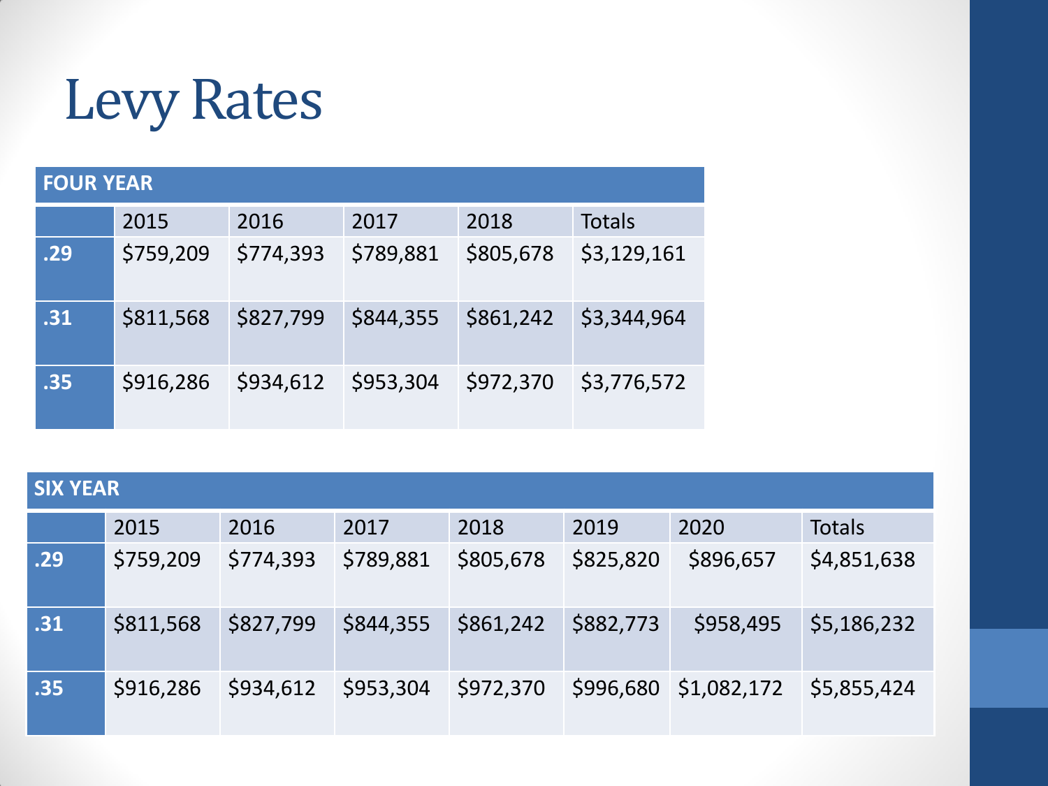# Levy Rates

| FOUR YEAR | | | | | |
|---|---|---|---|---|---|
| | 2015 | 2016 | 2017 | 2018 | Totals |
| .29 | $759,209 | $774,393 | $789,881 | $805,678 | $3,129,161 |
| .31 | $811,568 | $827,799 | $844,355 | $861,242 | $3,344,964 |
| .35 | $916,286 | $934,612 | $953,304 | $972,370 | $3,776,572 |

| SIX YEAR | | | | | | | |
|---|---|---|---|---|---|---|---|
| | 2015 | 2016 | 2017 | 2018 | 2019 | 2020 | Totals |
| .29 | $759,209 | $774,393 | $789,881 | $805,678 | $825,820 | $896,657 | $4,851,638 |
| .31 | $811,568 | $827,799 | $844,355 | $861,242 | $882,773 | $958,495 | $5,186,232 |
| .35 | $916,286 | $934,612 | $953,304 | $972,370 | $996,680 | $1,082,172 | $5,855,424 |